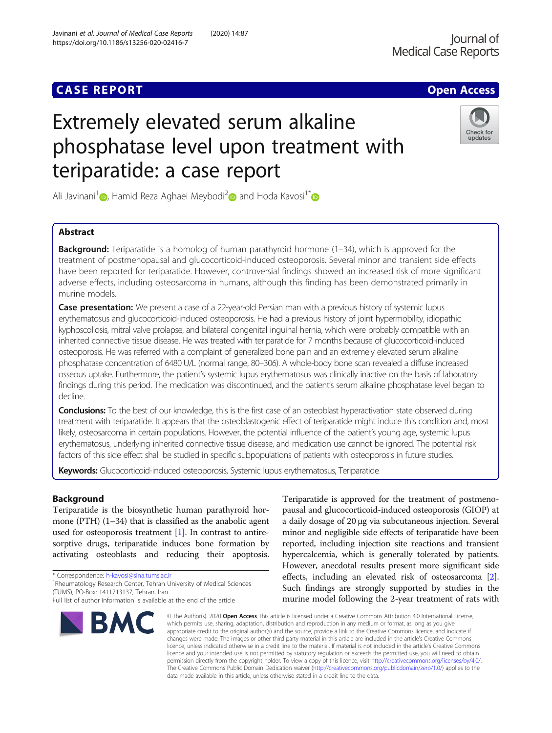CASE REPORT

Open Access

# Extremely elevated serum alkaline phosphatase level upon treatment with teriparatide: a case report

Ali Javinani[1], Hamid Reza Aghaei Meybodi[2] and Hoda Kavosi[1*]

## Abstract

**Background:** Teriparatide is a homolog of human parathyroid hormone (1–34), which is approved for the treatment of postmenopausal and glucocorticoid-induced osteoporosis. Several minor and transient side effects have been reported for teriparatide. However, controversial findings showed an increased risk of more significant adverse effects, including osteosarcoma in humans, although this finding has been demonstrated primarily in murine models.

**Case presentation:** We present a case of a 22-year-old Persian man with a previous history of systemic lupus erythematosus and glucocorticoid-induced osteoporosis. He had a previous history of joint hypermobility, idiopathic kyphoscoliosis, mitral valve prolapse, and bilateral congenital inguinal hernia, which were probably compatible with an inherited connective tissue disease. He was treated with teriparatide for 7 months because of glucocorticoid-induced osteoporosis. He was referred with a complaint of generalized bone pain and an extremely elevated serum alkaline phosphatase concentration of 6480 U/L (normal range, 80–306). A whole-body bone scan revealed a diffuse increased osseous uptake. Furthermore, the patient's systemic lupus erythematosus was clinically inactive on the basis of laboratory findings during this period. The medication was discontinued, and the patient's serum alkaline phosphatase level began to decline.

**Conclusions:** To the best of our knowledge, this is the first case of an osteoblast hyperactivation state observed during treatment with teriparatide. It appears that the osteoblastogenic effect of teriparatide might induce this condition and, most likely, osteosarcoma in certain populations. However, the potential influence of the patient's young age, systemic lupus erythematosus, underlying inherited connective tissue disease, and medication use cannot be ignored. The potential risk factors of this side effect shall be studied in specific subpopulations of patients with osteoporosis in future studies.

**Keywords:** Glucocorticoid-induced osteoporosis, Systemic lupus erythematosus, Teriparatide

## Background

Teriparatide is the biosynthetic human parathyroid hormone (PTH) (1–34) that is classified as the anabolic agent used for osteoporosis treatment [1]. In contrast to antiresorptive drugs, teriparatide induces bone formation by activating osteoblasts and reducing their apoptosis. Teriparatide is approved for the treatment of postmenopausal and glucocorticoid-induced osteoporosis (GIOP) at a daily dosage of 20 μg via subcutaneous injection. Several minor and negligible side effects of teriparatide have been reported, including injection site reactions and transient hypercalcemia, which is generally tolerated by patients. However, anecdotal results present more significant side effects, including an elevated risk of osteosarcoma [2]. Such findings are strongly supported by studies in the murine model following the 2-year treatment of rats with

\* Correspondence: h-kavosi@sina.tums.ac.ir
[1]Rheumatology Research Center, Tehran University of Medical Sciences (TUMS), PO-Box: 1411713137, Tehran, Iran
Full list of author information is available at the end of the article

© The Author(s). 2020 **Open Access** This article is licensed under a Creative Commons Attribution 4.0 International License, which permits use, sharing, adaptation, distribution and reproduction in any medium or format, as long as you give appropriate credit to the original author(s) and the source, provide a link to the Creative Commons licence, and indicate if changes were made. The images or other third party material in this article are included in the article's Creative Commons licence, unless indicated otherwise in a credit line to the material. If material is not included in the article's Creative Commons licence and your intended use is not permitted by statutory regulation or exceeds the permitted use, you will need to obtain permission directly from the copyright holder. To view a copy of this licence, visit http://creativecommons.org/licenses/by/4.0/. The Creative Commons Public Domain Dedication waiver (http://creativecommons.org/publicdomain/zero/1.0/) applies to the data made available in this article, unless otherwise stated in a credit line to the data.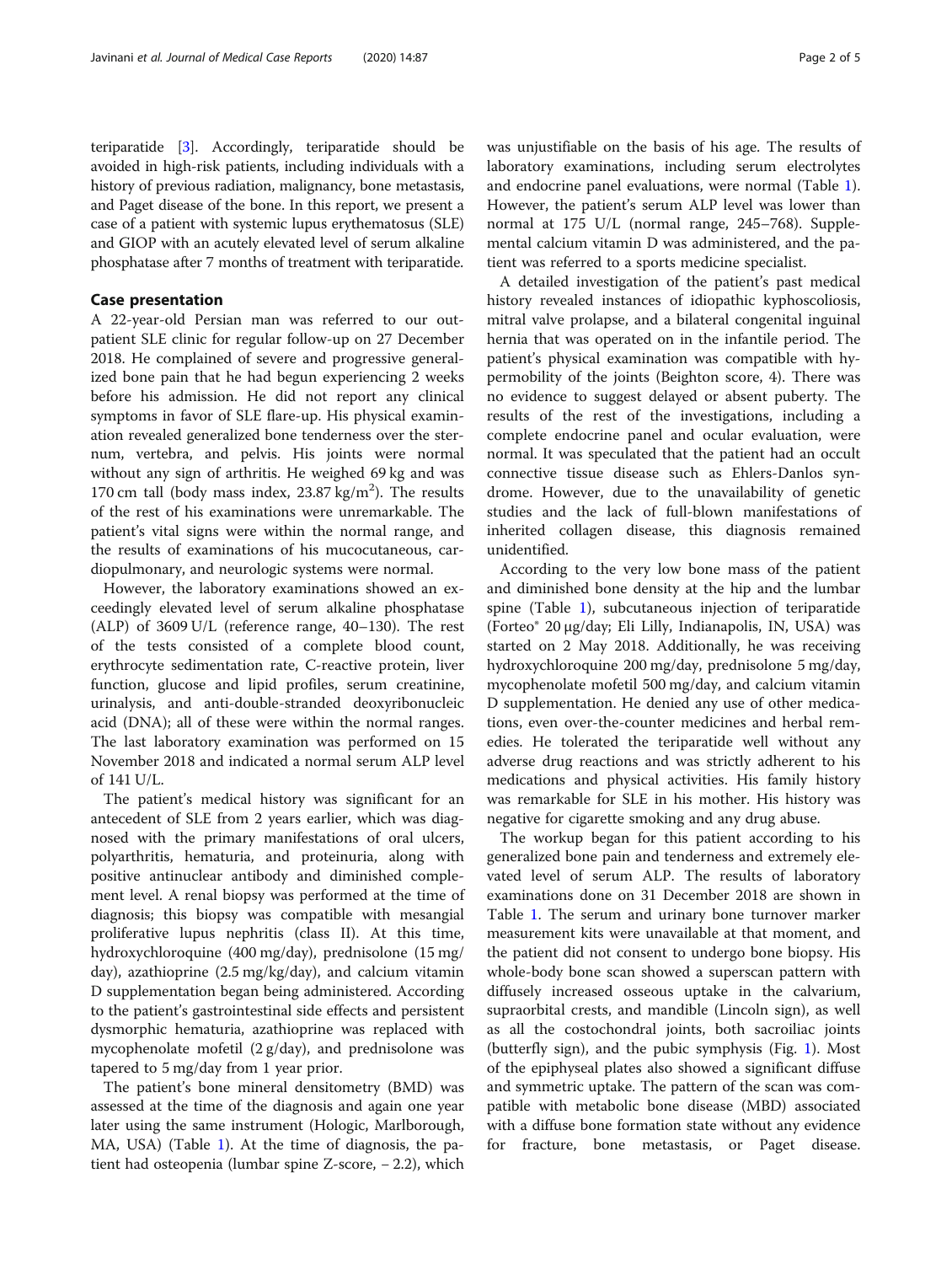teriparatide [3]. Accordingly, teriparatide should be avoided in high-risk patients, including individuals with a history of previous radiation, malignancy, bone metastasis, and Paget disease of the bone. In this report, we present a case of a patient with systemic lupus erythematosus (SLE) and GIOP with an acutely elevated level of serum alkaline phosphatase after 7 months of treatment with teriparatide.

## Case presentation

A 22-year-old Persian man was referred to our outpatient SLE clinic for regular follow-up on 27 December 2018. He complained of severe and progressive generalized bone pain that he had begun experiencing 2 weeks before his admission. He did not report any clinical symptoms in favor of SLE flare-up. His physical examination revealed generalized bone tenderness over the sternum, vertebra, and pelvis. His joints were normal without any sign of arthritis. He weighed 69 kg and was 170 cm tall (body mass index, 23.87 kg/$m^2$). The results of the rest of his examinations were unremarkable. The patient's vital signs were within the normal range, and the results of examinations of his mucocutaneous, cardiopulmonary, and neurologic systems were normal.

However, the laboratory examinations showed an exceedingly elevated level of serum alkaline phosphatase (ALP) of 3609 U/L (reference range, 40–130). The rest of the tests consisted of a complete blood count, erythrocyte sedimentation rate, C-reactive protein, liver function, glucose and lipid profiles, serum creatinine, urinalysis, and anti-double-stranded deoxyribonucleic acid (DNA); all of these were within the normal ranges. The last laboratory examination was performed on 15 November 2018 and indicated a normal serum ALP level of 141 U/L.

The patient's medical history was significant for an antecedent of SLE from 2 years earlier, which was diagnosed with the primary manifestations of oral ulcers, polyarthritis, hematuria, and proteinuria, along with positive antinuclear antibody and diminished complement level. A renal biopsy was performed at the time of diagnosis; this biopsy was compatible with mesangial proliferative lupus nephritis (class II). At this time, hydroxychloroquine (400 mg/day), prednisolone (15 mg/day), azathioprine (2.5 mg/kg/day), and calcium vitamin D supplementation began being administered. According to the patient's gastrointestinal side effects and persistent dysmorphic hematuria, azathioprine was replaced with mycophenolate mofetil (2 g/day), and prednisolone was tapered to 5 mg/day from 1 year prior.

The patient's bone mineral densitometry (BMD) was assessed at the time of the diagnosis and again one year later using the same instrument (Hologic, Marlborough, MA, USA) (Table 1). At the time of diagnosis, the patient had osteopenia (lumbar spine Z-score, − 2.2), which was unjustifiable on the basis of his age. The results of laboratory examinations, including serum electrolytes and endocrine panel evaluations, were normal (Table 1). However, the patient's serum ALP level was lower than normal at 175 U/L (normal range, 245–768). Supplemental calcium vitamin D was administered, and the patient was referred to a sports medicine specialist.

A detailed investigation of the patient's past medical history revealed instances of idiopathic kyphoscoliosis, mitral valve prolapse, and a bilateral congenital inguinal hernia that was operated on in the infantile period. The patient's physical examination was compatible with hypermobility of the joints (Beighton score, 4). There was no evidence to suggest delayed or absent puberty. The results of the rest of the investigations, including a complete endocrine panel and ocular evaluation, were normal. It was speculated that the patient had an occult connective tissue disease such as Ehlers-Danlos syndrome. However, due to the unavailability of genetic studies and the lack of full-blown manifestations of inherited collagen disease, this diagnosis remained unidentified.

According to the very low bone mass of the patient and diminished bone density at the hip and the lumbar spine (Table 1), subcutaneous injection of teriparatide (Forteo® 20 μg/day; Eli Lilly, Indianapolis, IN, USA) was started on 2 May 2018. Additionally, he was receiving hydroxychloroquine 200 mg/day, prednisolone 5 mg/day, mycophenolate mofetil 500 mg/day, and calcium vitamin D supplementation. He denied any use of other medications, even over-the-counter medicines and herbal remedies. He tolerated the teriparatide well without any adverse drug reactions and was strictly adherent to his medications and physical activities. His family history was remarkable for SLE in his mother. His history was negative for cigarette smoking and any drug abuse.

The workup began for this patient according to his generalized bone pain and tenderness and extremely elevated level of serum ALP. The results of laboratory examinations done on 31 December 2018 are shown in Table 1. The serum and urinary bone turnover marker measurement kits were unavailable at that moment, and the patient did not consent to undergo bone biopsy. His whole-body bone scan showed a superscan pattern with diffusely increased osseous uptake in the calvarium, supraorbital crests, and mandible (Lincoln sign), as well as all the costochondral joints, both sacroiliac joints (butterfly sign), and the pubic symphysis (Fig. 1). Most of the epiphyseal plates also showed a significant diffuse and symmetric uptake. The pattern of the scan was compatible with metabolic bone disease (MBD) associated with a diffuse bone formation state without any evidence for fracture, bone metastasis, or Paget disease.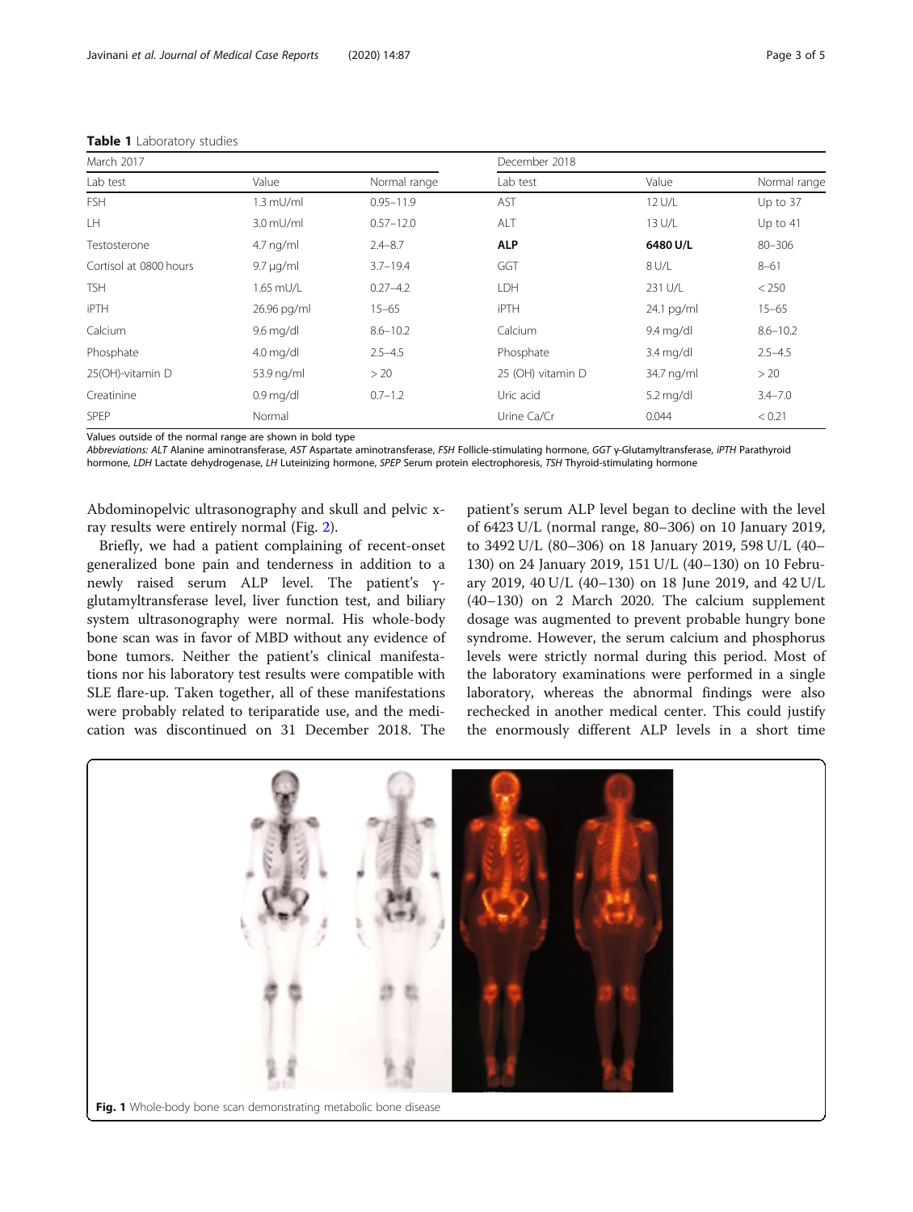**Table 1** Laboratory studies

| March 2017 | | | December 2018 | | |
|---|---|---|---|---|---|
| Lab test | Value | Normal range | Lab test | Value | Normal range |
| FSH | 1.3 mU/ml | 0.95–11.9 | AST | 12 U/L | Up to 37 |
| LH | 3.0 mU/ml | 0.57–12.0 | ALT | 13 U/L | Up to 41 |
| Testosterone | 4.7 ng/ml | 2.4–8.7 | **ALP** | **6480 U/L** | 80–306 |
| Cortisol at 0800 hours | 9.7 μg/ml | 3.7–19.4 | GGT | 8 U/L | 8–61 |
| TSH | 1.65 mU/L | 0.27–4.2 | LDH | 231 U/L | < 250 |
| iPTH | 26.96 pg/ml | 15–65 | iPTH | 24.1 pg/ml | 15–65 |
| Calcium | 9.6 mg/dl | 8.6–10.2 | Calcium | 9.4 mg/dl | 8.6–10.2 |
| Phosphate | 4.0 mg/dl | 2.5–4.5 | Phosphate | 3.4 mg/dl | 2.5–4.5 |
| 25(OH)-vitamin D | 53.9 ng/ml | > 20 | 25 (OH) vitamin D | 34.7 ng/ml | > 20 |
| Creatinine | 0.9 mg/dl | 0.7–1.2 | Uric acid | 5.2 mg/dl | 3.4–7.0 |
| SPEP | Normal | | Urine Ca/Cr | 0.044 | < 0.21 |

Values outside of the normal range are shown in bold type

*Abbreviations: ALT* Alanine aminotransferase, *AST* Aspartate aminotransferase, *FSH* Follicle-stimulating hormone, *GGT* γ-Glutamyltransferase, *iPTH* Parathyroid hormone, *LDH* Lactate dehydrogenase, *LH* Luteinizing hormone, *SPEP* Serum protein electrophoresis, *TSH* Thyroid-stimulating hormone

Abdominopelvic ultrasonography and skull and pelvic x-ray results were entirely normal (Fig. 2).

Briefly, we had a patient complaining of recent-onset generalized bone pain and tenderness in addition to a newly raised serum ALP level. The patient's γ-glutamyltransferase level, liver function test, and biliary system ultrasonography were normal. His whole-body bone scan was in favor of MBD without any evidence of bone tumors. Neither the patient's clinical manifestations nor his laboratory test results were compatible with SLE flare-up. Taken together, all of these manifestations were probably related to teriparatide use, and the medication was discontinued on 31 December 2018. The patient's serum ALP level began to decline with the level of 6423 U/L (normal range, 80–306) on 10 January 2019, to 3492 U/L (80–306) on 18 January 2019, 598 U/L (40–130) on 24 January 2019, 151 U/L (40–130) on 10 February 2019, 40 U/L (40–130) on 18 June 2019, and 42 U/L (40–130) on 2 March 2020. The calcium supplement dosage was augmented to prevent probable hungry bone syndrome. However, the serum calcium and phosphorus levels were strictly normal during this period. Most of the laboratory examinations were performed in a single laboratory, whereas the abnormal findings were also rechecked in another medical center. This could justify the enormously different ALP levels in a short time

**Fig. 1** Whole-body bone scan demonstrating metabolic bone disease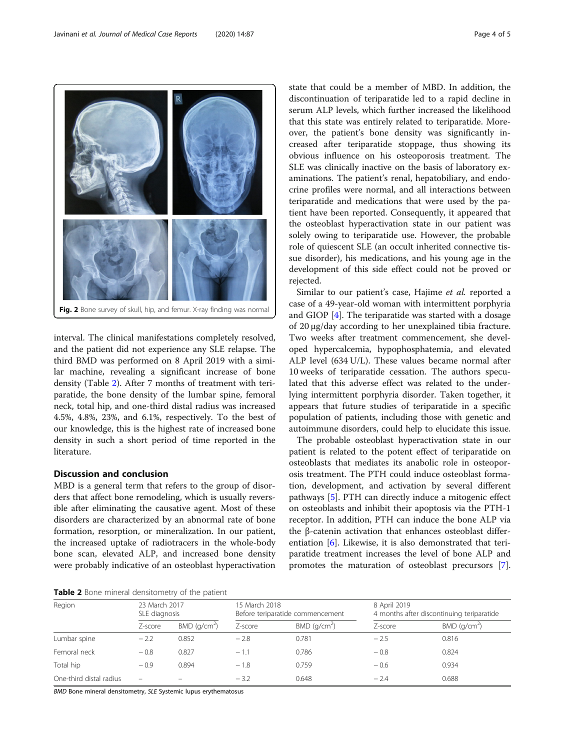Fig. 2 Bone survey of skull, hip, and femur. X-ray finding was normal

interval. The clinical manifestations completely resolved, and the patient did not experience any SLE relapse. The third BMD was performed on 8 April 2019 with a similar machine, revealing a significant increase of bone density (Table 2). After 7 months of treatment with teriparatide, the bone density of the lumbar spine, femoral neck, total hip, and one-third distal radius was increased 4.5%, 4.8%, 23%, and 6.1%, respectively. To the best of our knowledge, this is the highest rate of increased bone density in such a short period of time reported in the literature.

## Discussion and conclusion

MBD is a general term that refers to the group of disorders that affect bone remodeling, which is usually reversible after eliminating the causative agent. Most of these disorders are characterized by an abnormal rate of bone formation, resorption, or mineralization. In our patient, the increased uptake of radiotracers in the whole-body bone scan, elevated ALP, and increased bone density were probably indicative of an osteoblast hyperactivation state that could be a member of MBD. In addition, the discontinuation of teriparatide led to a rapid decline in serum ALP levels, which further increased the likelihood that this state was entirely related to teriparatide. Moreover, the patient's bone density was significantly increased after teriparatide stoppage, thus showing its obvious influence on his osteoporosis treatment. The SLE was clinically inactive on the basis of laboratory examinations. The patient's renal, hepatobiliary, and endocrine profiles were normal, and all interactions between teriparatide and medications that were used by the patient have been reported. Consequently, it appeared that the osteoblast hyperactivation state in our patient was solely owing to teriparatide use. However, the probable role of quiescent SLE (an occult inherited connective tissue disorder), his medications, and his young age in the development of this side effect could not be proved or rejected.

Similar to our patient's case, Hajime *et al.* reported a case of a 49-year-old woman with intermittent porphyria and GIOP [4]. The teriparatide was started with a dosage of 20 μg/day according to her unexplained tibia fracture. Two weeks after treatment commencement, she developed hypercalcemia, hypophosphatemia, and elevated ALP level (634 U/L). These values became normal after 10 weeks of teriparatide cessation. The authors speculated that this adverse effect was related to the underlying intermittent porphyria disorder. Taken together, it appears that future studies of teriparatide in a specific population of patients, including those with genetic and autoimmune disorders, could help to elucidate this issue.

The probable osteoblast hyperactivation state in our patient is related to the potent effect of teriparatide on osteoblasts that mediates its anabolic role in osteoporosis treatment. The PTH could induce osteoblast formation, development, and activation by several different pathways [5]. PTH can directly induce a mitogenic effect on osteoblasts and inhibit their apoptosis via the PTH-1 receptor. In addition, PTH can induce the bone ALP via the β-catenin activation that enhances osteoblast differentiation [6]. Likewise, it is also demonstrated that teriparatide treatment increases the level of bone ALP and promotes the maturation of osteoblast precursors [7].

**Table 2** Bone mineral densitometry of the patient

| Region | 23 March 2017 SLE diagnosis | | 15 March 2018 Before teriparatide commencement | | 8 April 2019 4 months after discontinuing teriparatide | |
|---|---|---|---|---|---|---|
| | Z-score | BMD (g/cm$^2$) | Z-score | BMD (g/cm$^2$) | Z-score | BMD (g/cm$^2$) |
| Lumbar spine | − 2.2 | 0.852 | − 2.8 | 0.781 | − 2.5 | 0.816 |
| Femoral neck | − 0.8 | 0.827 | − 1.1 | 0.786 | − 0.8 | 0.824 |
| Total hip | − 0.9 | 0.894 | − 1.8 | 0.759 | − 0.6 | 0.934 |
| One-third distal radius | – | – | − 3.2 | 0.648 | − 2.4 | 0.688 |

*BMD* Bone mineral densitometry, *SLE* Systemic lupus erythematosus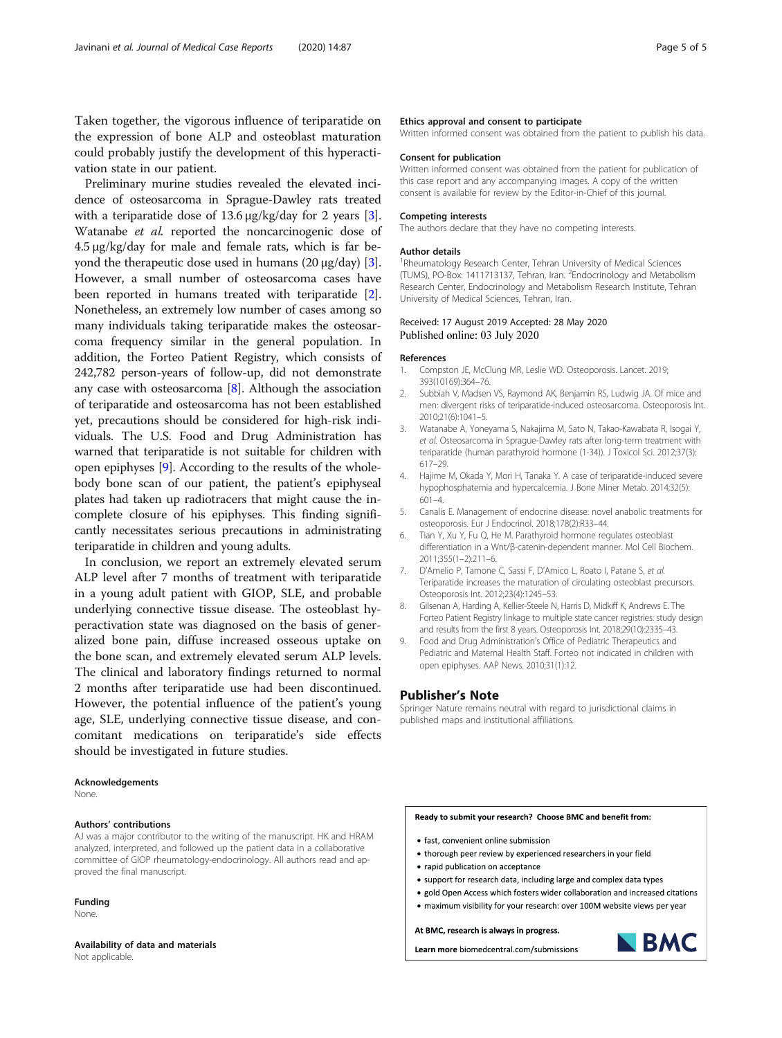Taken together, the vigorous influence of teriparatide on the expression of bone ALP and osteoblast maturation could probably justify the development of this hyperactivation state in our patient.

Preliminary murine studies revealed the elevated incidence of osteosarcoma in Sprague-Dawley rats treated with a teriparatide dose of 13.6 μg/kg/day for 2 years [3]. Watanabe *et al.* reported the noncarcinogenic dose of 4.5 μg/kg/day for male and female rats, which is far beyond the therapeutic dose used in humans (20 μg/day) [3]. However, a small number of osteosarcoma cases have been reported in humans treated with teriparatide [2]. Nonetheless, an extremely low number of cases among so many individuals taking teriparatide makes the osteosarcoma frequency similar in the general population. In addition, the Forteo Patient Registry, which consists of 242,782 person-years of follow-up, did not demonstrate any case with osteosarcoma [8]. Although the association of teriparatide and osteosarcoma has not been established yet, precautions should be considered for high-risk individuals. The U.S. Food and Drug Administration has warned that teriparatide is not suitable for children with open epiphyses [9]. According to the results of the whole-body bone scan of our patient, the patient's epiphyseal plates had taken up radiotracers that might cause the incomplete closure of his epiphyses. This finding significantly necessitates serious precautions in administrating teriparatide in children and young adults.

In conclusion, we report an extremely elevated serum ALP level after 7 months of treatment with teriparatide in a young adult patient with GIOP, SLE, and probable underlying connective tissue disease. The osteoblast hyperactivation state was diagnosed on the basis of generalized bone pain, diffuse increased osseous uptake on the bone scan, and extremely elevated serum ALP levels. The clinical and laboratory findings returned to normal 2 months after teriparatide use had been discontinued. However, the potential influence of the patient's young age, SLE, underlying connective tissue disease, and concomitant medications on teriparatide's side effects should be investigated in future studies.

#### Acknowledgements
None.

#### Authors' contributions
AJ was a major contributor to the writing of the manuscript. HK and HRAM analyzed, interpreted, and followed up the patient data in a collaborative committee of GIOP rheumatology-endocrinology. All authors read and approved the final manuscript.

#### Funding
None.

#### Availability of data and materials
Not applicable.

#### Ethics approval and consent to participate
Written informed consent was obtained from the patient to publish his data.

#### Consent for publication
Written informed consent was obtained from the patient for publication of this case report and any accompanying images. A copy of the written consent is available for review by the Editor-in-Chief of this journal.

#### Competing interests
The authors declare that they have no competing interests.

#### Author details
[1]Rheumatology Research Center, Tehran University of Medical Sciences (TUMS), PO-Box: 1411713137, Tehran, Iran. [2]Endocrinology and Metabolism Research Center, Endocrinology and Metabolism Research Institute, Tehran University of Medical Sciences, Tehran, Iran.

Received: 17 August 2019 Accepted: 28 May 2020
Published online: 03 July 2020

#### References
1. Compston JE, McClung MR, Leslie WD. Osteoporosis. Lancet. 2019; 393(10169):364–76.
2. Subbiah V, Madsen VS, Raymond AK, Benjamin RS, Ludwig JA. Of mice and men: divergent risks of teriparatide-induced osteosarcoma. Osteoporosis Int. 2010;21(6):1041–5.
3. Watanabe A, Yoneyama S, Nakajima M, Sato N, Takao-Kawabata R, Isogai Y, *et al.* Osteosarcoma in Sprague-Dawley rats after long-term treatment with teriparatide (human parathyroid hormone (1-34)). J Toxicol Sci. 2012;37(3): 617–29.
4. Hajime M, Okada Y, Mori H, Tanaka Y. A case of teriparatide-induced severe hypophosphatemia and hypercalcemia. J Bone Miner Metab. 2014;32(5): 601–4.
5. Canalis E. Management of endocrine disease: novel anabolic treatments for osteoporosis. Eur J Endocrinol. 2018;178(2):R33–44.
6. Tian Y, Xu Y, Fu Q, He M. Parathyroid hormone regulates osteoblast differentiation in a Wnt/β-catenin-dependent manner. Mol Cell Biochem. 2011;355(1–2):211–6.
7. D'Amelio P, Tamone C, Sassi F, D'Amico L, Roato I, Patane S, *et al.* Teriparatide increases the maturation of circulating osteoblast precursors. Osteoporosis Int. 2012;23(4):1245–53.
8. Gilsenan A, Harding A, Kellier-Steele N, Harris D, Midkiff K, Andrews E. The Forteo Patient Registry linkage to multiple state cancer registries: study design and results from the first 8 years. Osteoporosis Int. 2018;29(10):2335–43.
9. Food and Drug Administration's Office of Pediatric Therapeutics and Pediatric and Maternal Health Staff. Forteo not indicated in children with open epiphyses. AAP News. 2010;31(1):12.

## Publisher's Note
Springer Nature remains neutral with regard to jurisdictional claims in published maps and institutional affiliations.

**Ready to submit your research? Choose BMC and benefit from:**

- fast, convenient online submission
- thorough peer review by experienced researchers in your field
- rapid publication on acceptance
- support for research data, including large and complex data types
- gold Open Access which fosters wider collaboration and increased citations
- maximum visibility for your research: over 100M website views per year

**At BMC, research is always in progress.**

**Learn more** biomedcentral.com/submissions

BMC